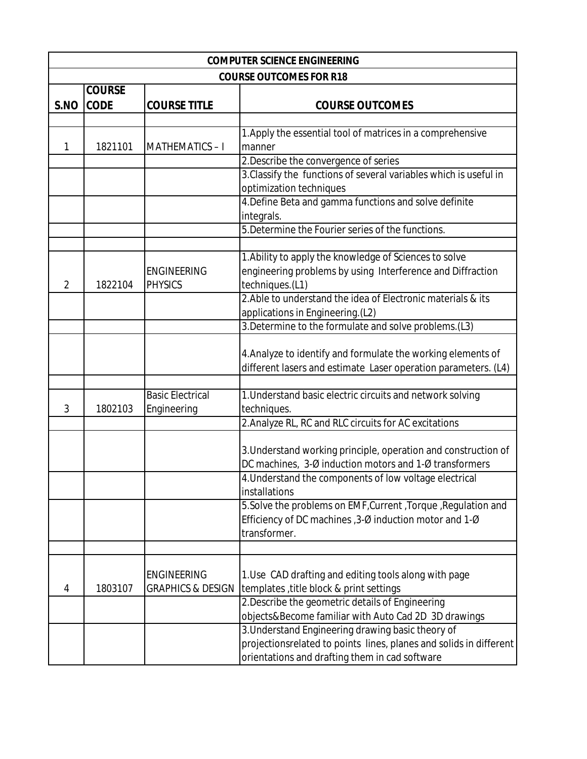| COMPUTER SCIENCE ENGINEERING | | | |
|---|---|---|---|
| **COURSE OUTCOMES FOR R18** | | | |
| **S.NO** | **COURSE CODE** | **COURSE TITLE** | **COURSE OUTCOMES** |
| | | | |
| 1 | 1821101 | MATHEMATICS – I | 1.Apply the essential tool of matrices in a comprehensive manner |
| | | | 2.Describe the convergence of series |
| | | | 3.Classify the functions of several variables which is useful in optimization techniques |
| | | | 4.Define Beta and gamma functions and solve definite integrals. |
| | | | 5.Determine the Fourier series of the functions. |
| | | | |
| 2 | 1822104 | ENGINEERING PHYSICS | 1.Ability to apply the knowledge of Sciences to solve engineering problems by using Interference and Diffraction techniques.(L1) |
| | | | 2.Able to understand the idea of Electronic materials & its applications in Engineering.(L2) |
| | | | 3.Determine to the formulate and solve problems.(L3) |
| | | | 4.Analyze to identify and formulate the working elements of different lasers and estimate Laser operation parameters. (L4) |
| | | | |
| 3 | 1802103 | Basic Electrical Engineering | 1.Understand basic electric circuits and network solving techniques. |
| | | | 2.Analyze RL, RC and RLC circuits for AC excitations |
| | | | 3.Understand working principle, operation and construction of DC machines, 3-Ø induction motors and 1-Ø transformers |
| | | | 4.Understand the components of low voltage electrical installations |
| | | | 5.Solve the problems on EMF,Current ,Torque ,Regulation and Efficiency of DC machines ,3-Ø induction motor and 1-Ø transformer. |
| | | | |
| 4 | 1803107 | ENGINEERING GRAPHICS & DESIGN | 1.Use CAD drafting and editing tools along with page templates ,title block & print settings |
| | | | 2.Describe the geometric details of Engineering objects&Become familiar with Auto Cad 2D 3D drawings |
| | | | 3.Understand Engineering drawing basic theory of projectionsrelated to points lines, planes and solids in different orientations and drafting them in cad software |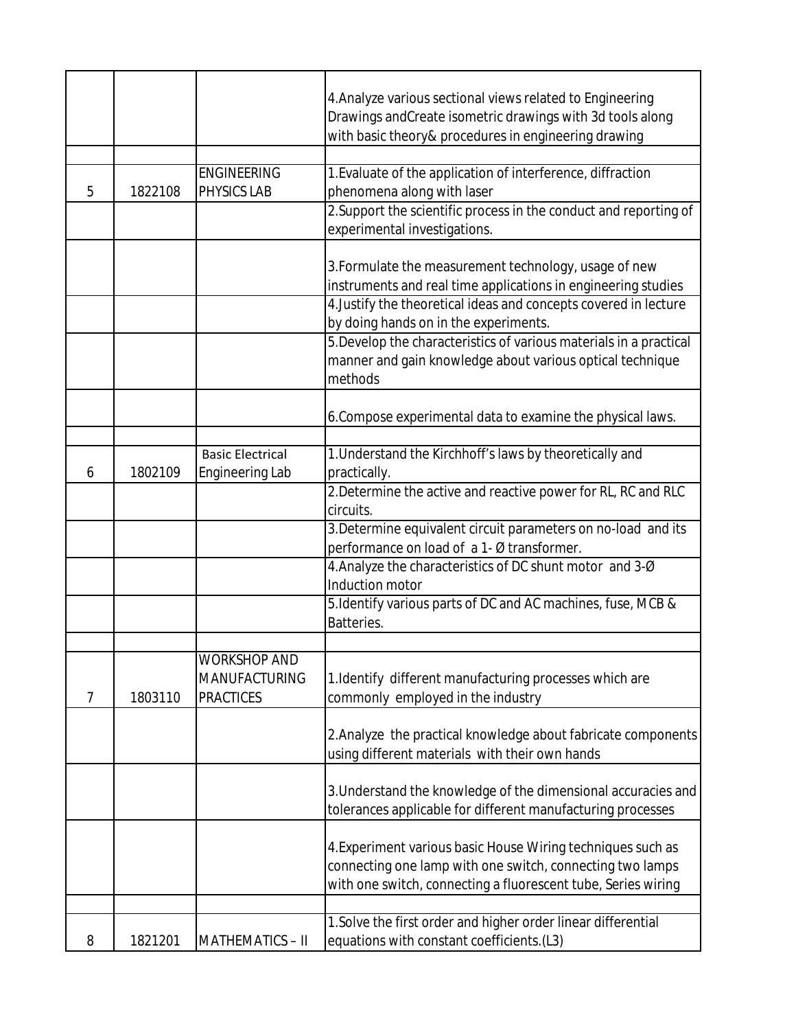| | | | |
|---|---|---|---|
| | | | 4.Analyze various sectional views related to Engineering Drawings andCreate isometric drawings with 3d tools along with basic theory& procedures in engineering drawing |
| | | | |
| 5 | 1822108 | ENGINEERING PHYSICS LAB | 1.Evaluate of the application of interference, diffraction phenomena along with laser |
| | | | 2.Support the scientific process in the conduct and reporting of experimental investigations. |
| | | | 3.Formulate the measurement technology, usage of new instruments and real time applications in engineering studies |
| | | | 4.Justify the theoretical ideas and concepts covered in lecture by doing hands on in the experiments. |
| | | | 5.Develop the characteristics of various materials in a practical manner and gain knowledge about various optical technique methods |
| | | | 6.Compose experimental data to examine the physical laws. |
| | | | |
| 6 | 1802109 | Basic Electrical Engineering Lab | 1.Understand the Kirchhoff's laws by theoretically and practically. |
| | | | 2.Determine the active and reactive power for RL, RC and RLC circuits. |
| | | | 3.Determine equivalent circuit parameters on no-load and its performance on load of a 1- Ø transformer. |
| | | | 4.Analyze the characteristics of DC shunt motor and 3-Ø Induction motor |
| | | | 5.Identify various parts of DC and AC machines, fuse, MCB & Batteries. |
| | | | |
| 7 | 1803110 | WORKSHOP AND MANUFACTURING PRACTICES | 1.Identify different manufacturing processes which are commonly employed in the industry |
| | | | 2.Analyze the practical knowledge about fabricate components using different materials with their own hands |
| | | | 3.Understand the knowledge of the dimensional accuracies and tolerances applicable for different manufacturing processes |
| | | | 4.Experiment various basic House Wiring techniques such as connecting one lamp with one switch, connecting two lamps with one switch, connecting a fluorescent tube, Series wiring |
| | | | |
| 8 | 1821201 | MATHEMATICS – II | 1.Solve the first order and higher order linear differential equations with constant coefficients.(L3) |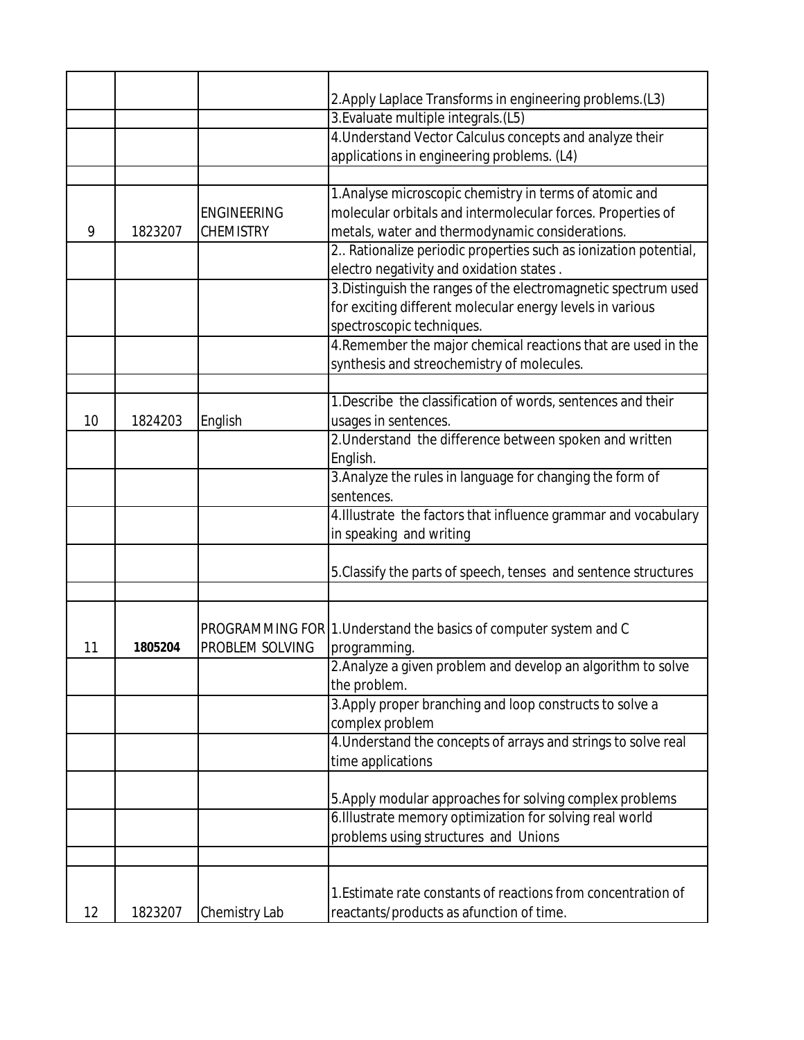| | | | |
|---|---|---|---|
| | | | 2.Apply Laplace Transforms in engineering problems.(L3) |
| | | | 3.Evaluate multiple integrals.(L5) |
| | | | 4.Understand Vector Calculus concepts and analyze their applications in engineering problems. (L4) |
| | | | |
| 9 | 1823207 | ENGINEERING CHEMISTRY | 1.Analyse microscopic chemistry in terms of atomic and molecular orbitals and intermolecular forces. Properties of metals, water and thermodynamic considerations. |
| | | | 2.. Rationalize periodic properties such as ionization potential, electro negativity and oxidation states . |
| | | | 3.Distinguish the ranges of the electromagnetic spectrum used for exciting different molecular energy levels in various spectroscopic techniques. |
| | | | 4.Remember the major chemical reactions that are used in the synthesis and streochemistry of molecules. |
| | | | |
| 10 | 1824203 | English | 1.Describe the classification of words, sentences and their usages in sentences. |
| | | | 2.Understand the difference between spoken and written English. |
| | | | 3.Analyze the rules in language for changing the form of sentences. |
| | | | 4.Illustrate the factors that influence grammar and vocabulary in speaking and writing |
| | | | 5.Classify the parts of speech, tenses and sentence structures |
| | | | |
| 11 | **1805204** | PROGRAMMING FOR PROBLEM SOLVING | 1.Understand the basics of computer system and C programming. |
| | | | 2.Analyze a given problem and develop an algorithm to solve the problem. |
| | | | 3.Apply proper branching and loop constructs to solve a complex problem |
| | | | 4.Understand the concepts of arrays and strings to solve real time applications |
| | | | 5.Apply modular approaches for solving complex problems |
| | | | 6.Illustrate memory optimization for solving real world problems using structures and Unions |
| | | | |
| 12 | 1823207 | Chemistry Lab | 1.Estimate rate constants of reactions from concentration of reactants/products as afunction of time. |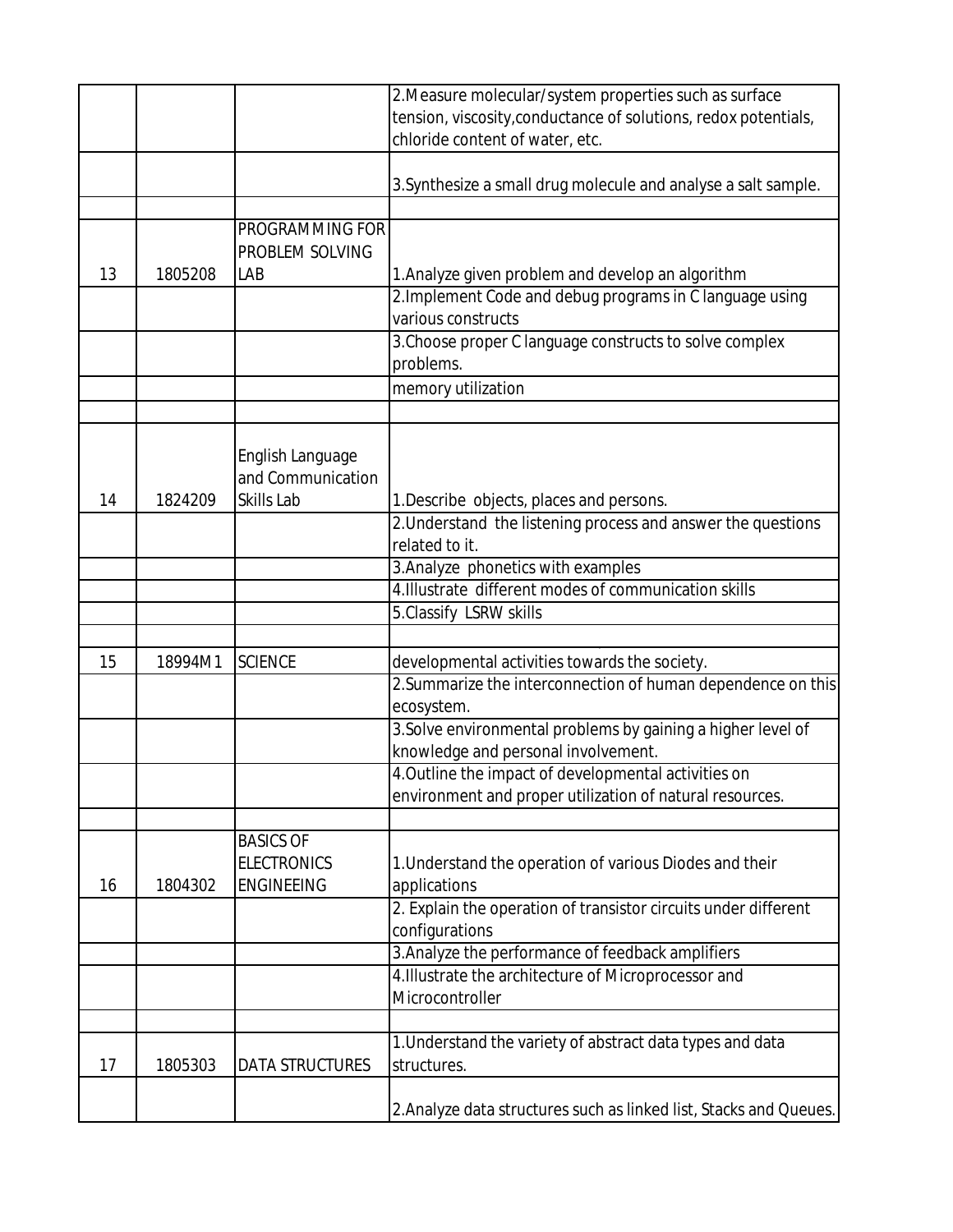|  |  |  |  |
|---|---|---|---|
|  |  |  | 2.Measure molecular/system properties such as surface tension, viscosity,conductance of solutions, redox potentials, chloride content of water, etc. |
|  |  |  | 3.Synthesize a small drug molecule and analyse a salt sample. |
|  |  |  |  |
| 13 | 1805208 | PROGRAMMING FOR PROBLEM SOLVING LAB | 1.Analyze given problem and develop an algorithm |
|  |  |  | 2.Implement Code and debug programs in C language using various constructs |
|  |  |  | 3.Choose proper C language constructs to solve complex problems. |
|  |  |  | memory utilization |
|  |  |  |  |
| 14 | 1824209 | English Language and Communication Skills Lab | 1.Describe objects, places and persons. |
|  |  |  | 2.Understand the listening process and answer the questions related to it. |
|  |  |  | 3.Analyze phonetics with examples |
|  |  |  | 4.Illustrate different modes of communication skills |
|  |  |  | 5.Classify LSRW skills |
|  |  |  |  |
| 15 | 18994M1 | SCIENCE | developmental activities towards the society. |
|  |  |  | 2.Summarize the interconnection of human dependence on this ecosystem. |
|  |  |  | 3.Solve environmental problems by gaining a higher level of knowledge and personal involvement. |
|  |  |  | 4.Outline the impact of developmental activities on environment and proper utilization of natural resources. |
|  |  |  |  |
| 16 | 1804302 | BASICS OF ELECTRONICS ENGINEEING | 1.Understand the operation of various Diodes and their applications |
|  |  |  | 2. Explain the operation of transistor circuits under different configurations |
|  |  |  | 3.Analyze the performance of feedback amplifiers |
|  |  |  | 4.Illustrate the architecture of Microprocessor and Microcontroller |
|  |  |  |  |
| 17 | 1805303 | DATA STRUCTURES | 1.Understand the variety of abstract data types and data structures. |
|  |  |  | 2.Analyze data structures such as linked list, Stacks and Queues. |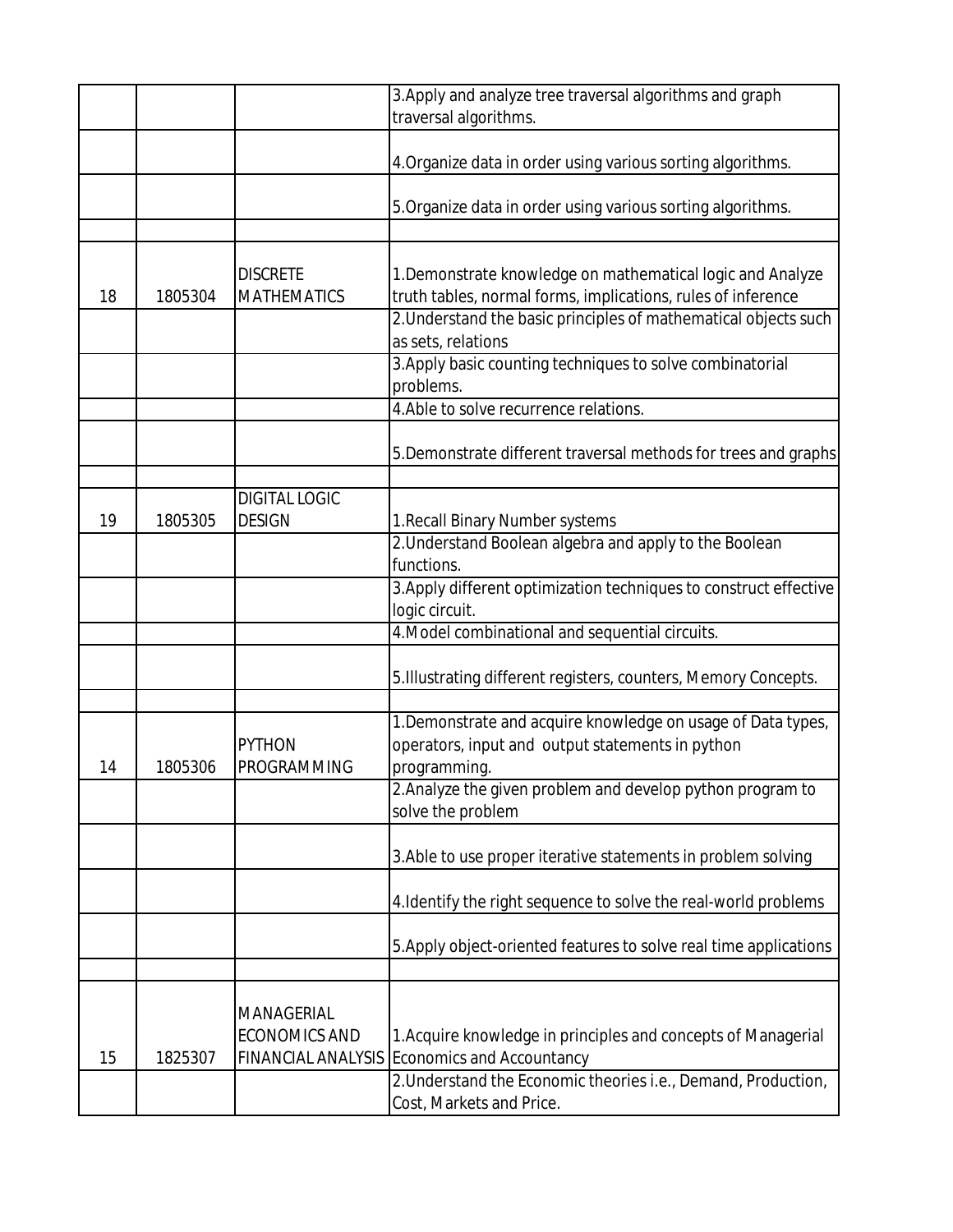| | | | |
|---|---|---|---|
| | | | 3.Apply and analyze tree traversal algorithms and graph traversal algorithms. |
| | | | 4.Organize data in order using various sorting algorithms. |
| | | | 5.Organize data in order using various sorting algorithms. |
| | | | |
| 18 | 1805304 | DISCRETE MATHEMATICS | 1.Demonstrate knowledge on mathematical logic and Analyze truth tables, normal forms, implications, rules of inference |
| | | | 2.Understand the basic principles of mathematical objects such as sets, relations |
| | | | 3.Apply basic counting techniques to solve combinatorial problems. |
| | | | 4.Able to solve recurrence relations. |
| | | | 5.Demonstrate different traversal methods for trees and graphs |
| | | | |
| 19 | 1805305 | DIGITAL LOGIC DESIGN | 1.Recall Binary Number systems |
| | | | 2.Understand Boolean algebra and apply to the Boolean functions. |
| | | | 3.Apply different optimization techniques to construct effective logic circuit. |
| | | | 4.Model combinational and sequential circuits. |
| | | | 5.Illustrating different registers, counters, Memory Concepts. |
| | | | |
| 14 | 1805306 | PYTHON PROGRAMMING | 1.Demonstrate and acquire knowledge on usage of Data types, operators, input and output statements in python programming. |
| | | | 2.Analyze the given problem and develop python program to solve the problem |
| | | | 3.Able to use proper iterative statements in problem solving |
| | | | 4.Identify the right sequence to solve the real-world problems |
| | | | 5.Apply object-oriented features to solve real time applications |
| | | | |
| 15 | 1825307 | MANAGERIAL ECONOMICS AND FINANCIAL ANALYSIS | 1.Acquire knowledge in principles and concepts of Managerial Economics and Accountancy |
| | | | 2.Understand the Economic theories i.e., Demand, Production, Cost, Markets and Price. |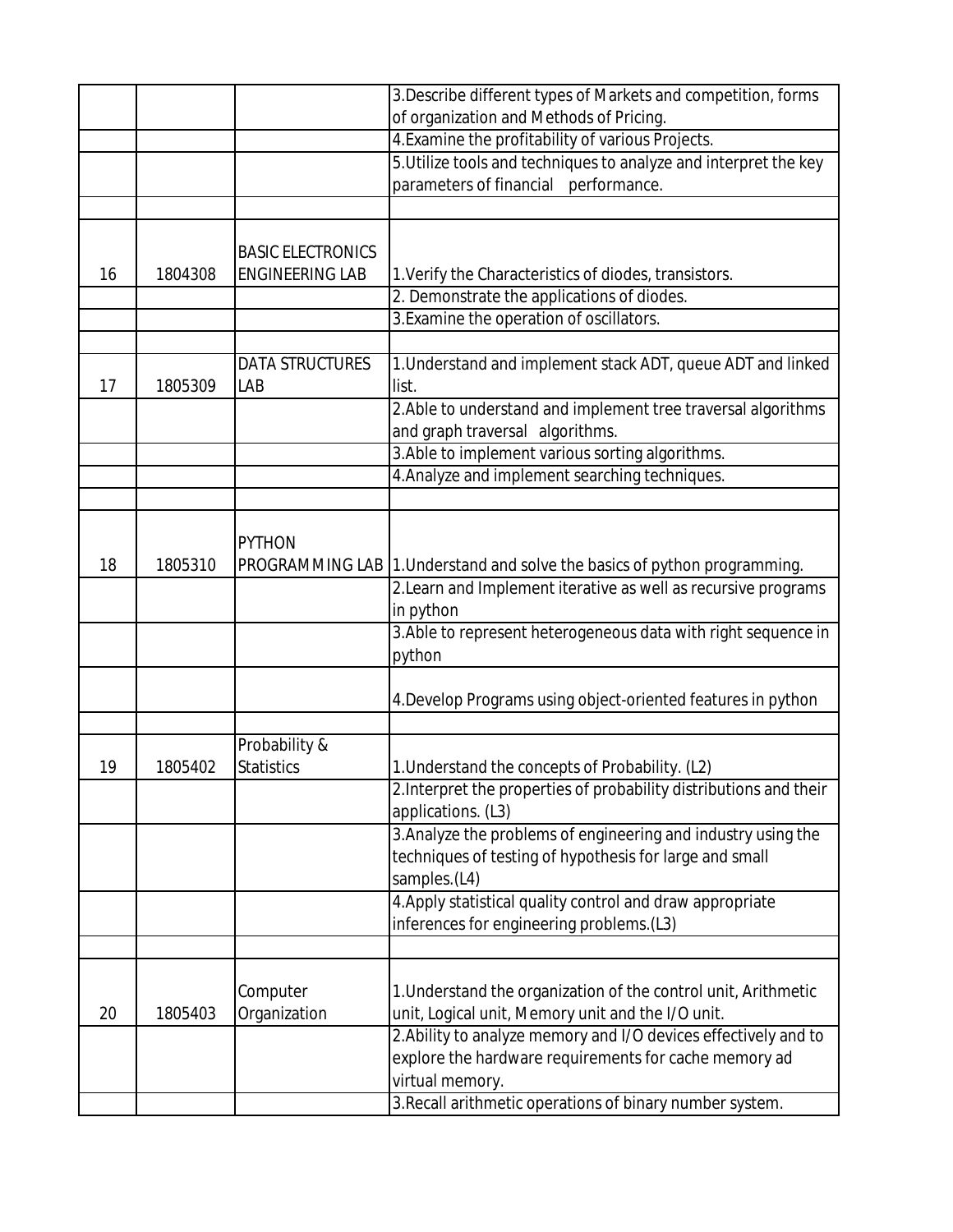| | | | |
|---|---|---|---|
| | | | 3.Describe different types of Markets and competition, forms of organization and Methods of Pricing. |
| | | | 4.Examine the profitability of various Projects. |
| | | | 5.Utilize tools and techniques to analyze and interpret the key parameters of financial performance. |
| | | | |
| 16 | 1804308 | BASIC ELECTRONICS ENGINEERING LAB | 1.Verify the Characteristics of diodes, transistors. |
| | | | 2. Demonstrate the applications of diodes. |
| | | | 3.Examine the operation of oscillators. |
| | | | |
| 17 | 1805309 | DATA STRUCTURES LAB | 1.Understand and implement stack ADT, queue ADT and linked list. |
| | | | 2.Able to understand and implement tree traversal algorithms and graph traversal algorithms. |
| | | | 3.Able to implement various sorting algorithms. |
| | | | 4.Analyze and implement searching techniques. |
| | | | |
| 18 | 1805310 | PYTHON PROGRAMMING LAB | 1.Understand and solve the basics of python programming. |
| | | | 2.Learn and Implement iterative as well as recursive programs in python |
| | | | 3.Able to represent heterogeneous data with right sequence in python |
| | | | 4.Develop Programs using object-oriented features in python |
| | | | |
| 19 | 1805402 | Probability & Statistics | 1.Understand the concepts of Probability. (L2) |
| | | | 2.Interpret the properties of probability distributions and their applications. (L3) |
| | | | 3.Analyze the problems of engineering and industry using the techniques of testing of hypothesis for large and small samples.(L4) |
| | | | 4.Apply statistical quality control and draw appropriate inferences for engineering problems.(L3) |
| | | | |
| 20 | 1805403 | Computer Organization | 1.Understand the organization of the control unit, Arithmetic unit, Logical unit, Memory unit and the I/O unit. |
| | | | 2.Ability to analyze memory and I/O devices effectively and to explore the hardware requirements for cache memory ad virtual memory. |
| | | | 3.Recall arithmetic operations of binary number system. |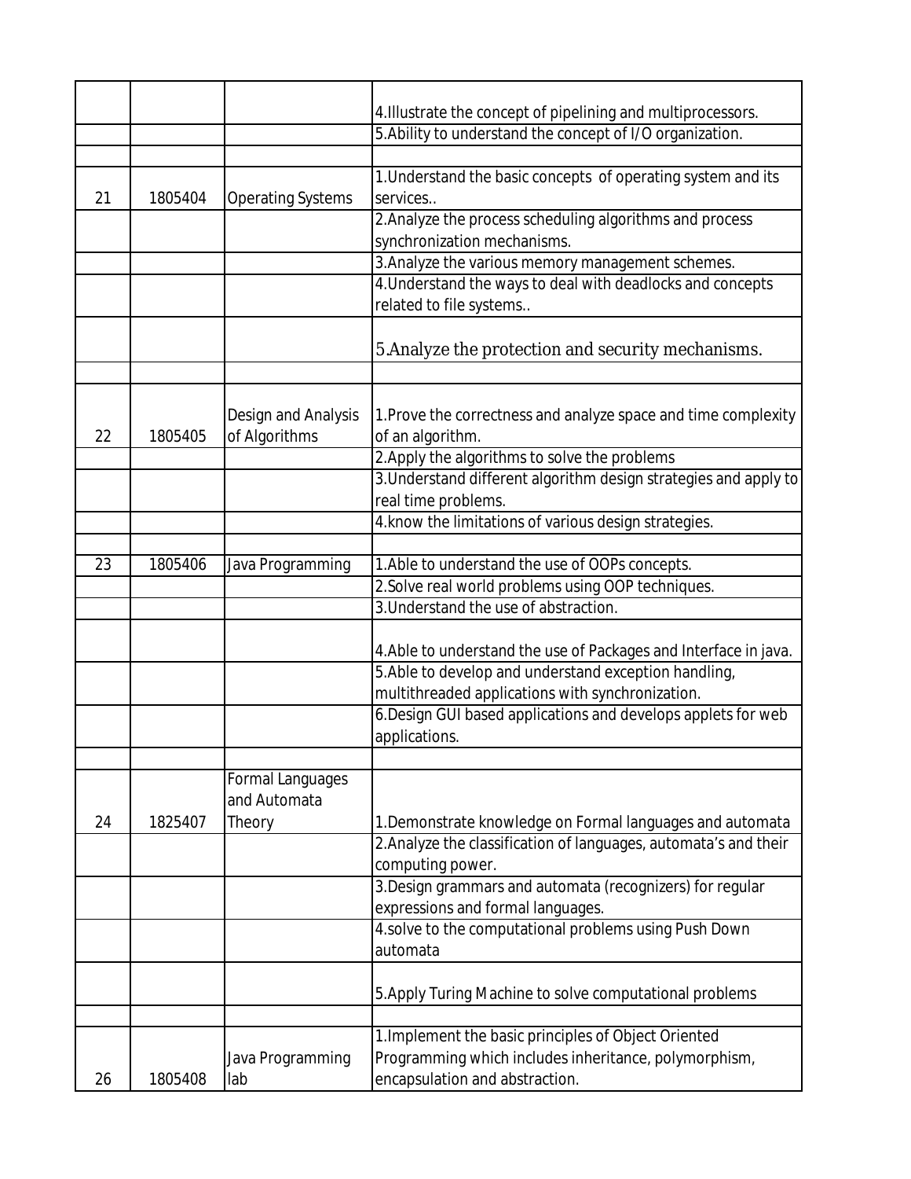| | | | |
|---|---|---|---|
| | | | 4.Illustrate the concept of pipelining and multiprocessors. |
| | | | 5.Ability to understand the concept of I/O organization. |
| | | | |
| 21 | 1805404 | Operating Systems | 1.Understand the basic concepts of operating system and its services.. |
| | | | 2.Analyze the process scheduling algorithms and process synchronization mechanisms. |
| | | | 3.Analyze the various memory management schemes. |
| | | | 4.Understand the ways to deal with deadlocks and concepts related to file systems.. |
| | | | 5.Analyze the protection and security mechanisms. |
| | | | |
| 22 | 1805405 | Design and Analysis of Algorithms | 1.Prove the correctness and analyze space and time complexity of an algorithm. |
| | | | 2.Apply the algorithms to solve the problems |
| | | | 3.Understand different algorithm design strategies and apply to real time problems. |
| | | | 4.know the limitations of various design strategies. |
| | | | |
| 23 | 1805406 | Java Programming | 1.Able to understand the use of OOPs concepts. |
| | | | 2.Solve real world problems using OOP techniques. |
| | | | 3.Understand the use of abstraction. |
| | | | 4.Able to understand the use of Packages and Interface in java. |
| | | | 5.Able to develop and understand exception handling, multithreaded applications with synchronization. |
| | | | 6.Design GUI based applications and develops applets for web applications. |
| | | | |
| 24 | 1825407 | Formal Languages and Automata Theory | 1.Demonstrate knowledge on Formal languages and automata |
| | | | 2.Analyze the classification of languages, automata's and their computing power. |
| | | | 3.Design grammars and automata (recognizers) for regular expressions and formal languages. |
| | | | 4.solve to the computational problems using Push Down automata |
| | | | 5.Apply Turing Machine to solve computational problems |
| | | | |
| 26 | 1805408 | Java Programming lab | 1.Implement the basic principles of Object Oriented Programming which includes inheritance, polymorphism, encapsulation and abstraction. |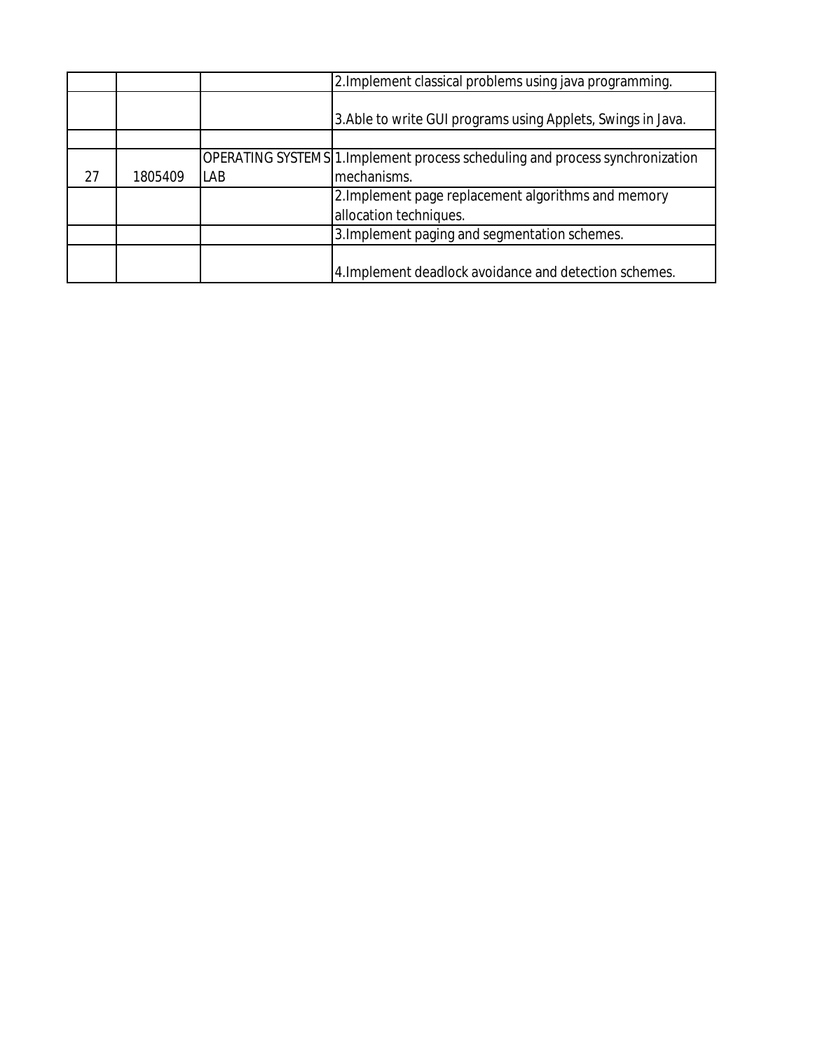| | | | |
|---|---|---|---|
| | | | 2.Implement classical problems using java programming. |
| | | | 3.Able to write GUI programs using Applets, Swings in Java. |
| | | | |
| 27 | 1805409 | OPERATING SYSTEMS LAB | 1.Implement process scheduling and process synchronization mechanisms. |
| | | | 2.Implement page replacement algorithms and memory allocation techniques. |
| | | | 3.Implement paging and segmentation schemes. |
| | | | 4.Implement deadlock avoidance and detection schemes. |